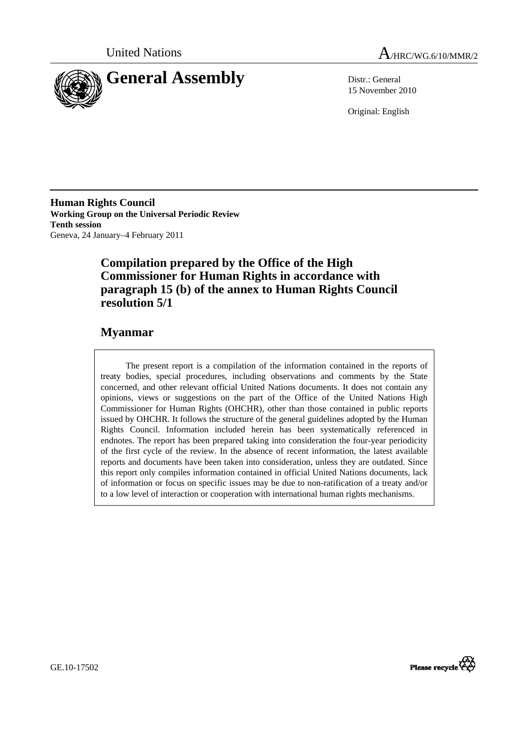United Nations A/HRC/WG.6/10/MMR/2

# General Assembly

Distr.: General
15 November 2010

Original: English

**Human Rights Council**
**Working Group on the Universal Periodic Review**
**Tenth session**
Geneva, 24 January–4 February 2011

## Compilation prepared by the Office of the High Commissioner for Human Rights in accordance with paragraph 15 (b) of the annex to Human Rights Council resolution 5/1

## Myanmar

The present report is a compilation of the information contained in the reports of treaty bodies, special procedures, including observations and comments by the State concerned, and other relevant official United Nations documents. It does not contain any opinions, views or suggestions on the part of the Office of the United Nations High Commissioner for Human Rights (OHCHR), other than those contained in public reports issued by OHCHR. It follows the structure of the general guidelines adopted by the Human Rights Council. Information included herein has been systematically referenced in endnotes. The report has been prepared taking into consideration the four-year periodicity of the first cycle of the review. In the absence of recent information, the latest available reports and documents have been taken into consideration, unless they are outdated. Since this report only compiles information contained in official United Nations documents, lack of information or focus on specific issues may be due to non-ratification of a treaty and/or to a low level of interaction or cooperation with international human rights mechanisms.

GE.10-17502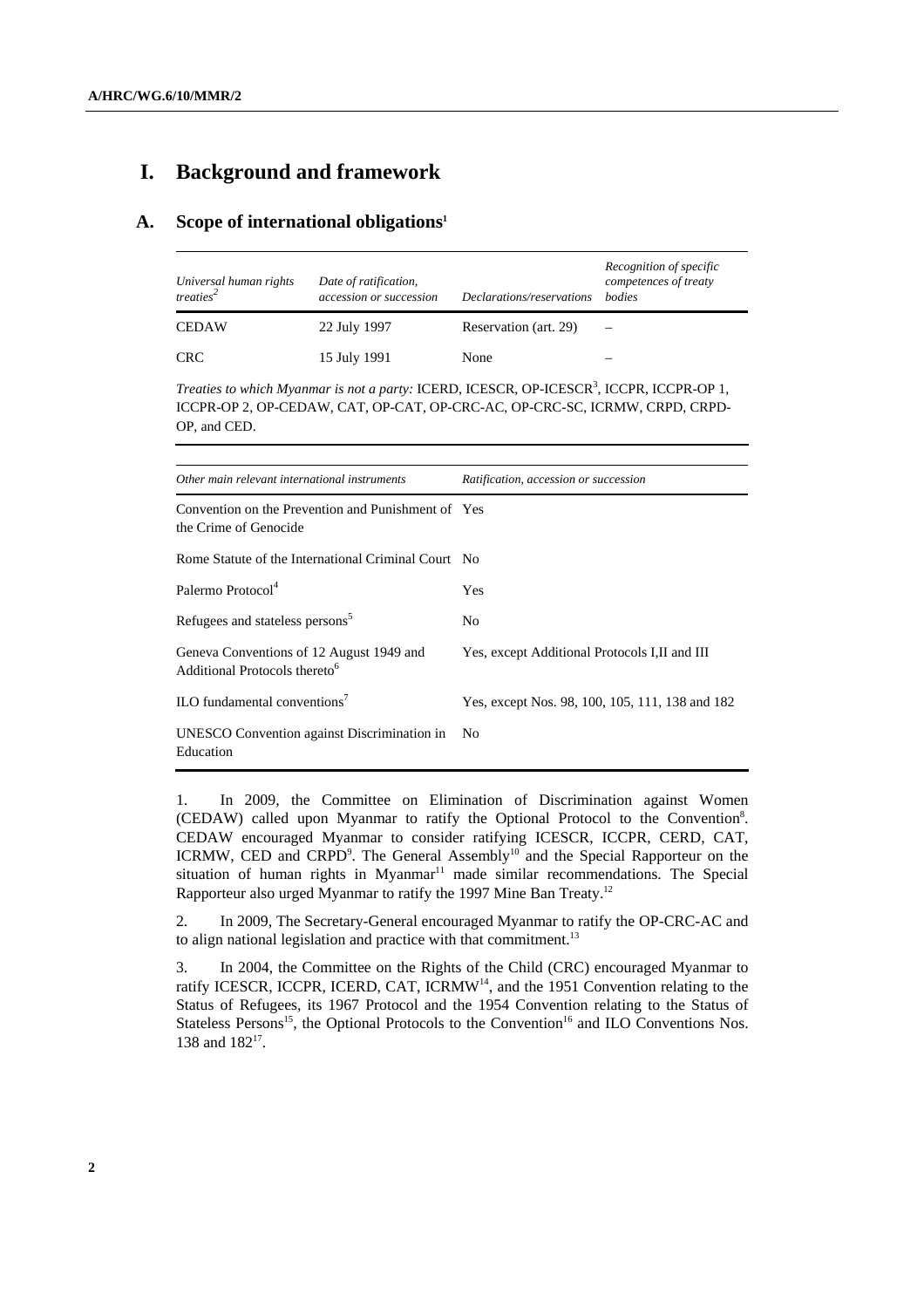# I. Background and framework

## A. Scope of international obligations[1]

| *Universal human rights treaties[2]* | *Date of ratification, accession or succession* | *Declarations/reservations* | *Recognition of specific competences of treaty bodies* |
|---|---|---|---|
| CEDAW | 22 July 1997 | Reservation (art. 29) | – |
| CRC | 15 July 1991 | None | – |

*Treaties to which Myanmar is not a party:* ICERD, ICESCR, OP-ICESCR[3], ICCPR, ICCPR-OP 1, ICCPR-OP 2, OP-CEDAW, CAT, OP-CAT, OP-CRC-AC, OP-CRC-SC, ICRMW, CRPD, CRPD-OP, and CED.

| *Other main relevant international instruments* | *Ratification, accession or succession* |
|---|---|
| Convention on the Prevention and Punishment of the Crime of Genocide | Yes |
| Rome Statute of the International Criminal Court | No |
| Palermo Protocol[4] | Yes |
| Refugees and stateless persons[5] | No |
| Geneva Conventions of 12 August 1949 and Additional Protocols thereto[6] | Yes, except Additional Protocols I,II and III |
| ILO fundamental conventions[7] | Yes, except Nos. 98, 100, 105, 111, 138 and 182 |
| UNESCO Convention against Discrimination in Education | No |

1. In 2009, the Committee on Elimination of Discrimination against Women (CEDAW) called upon Myanmar to ratify the Optional Protocol to the Convention[8]. CEDAW encouraged Myanmar to consider ratifying ICESCR, ICCPR, CERD, CAT, ICRMW, CED and CRPD[9]. The General Assembly[10] and the Special Rapporteur on the situation of human rights in Myanmar[11] made similar recommendations. The Special Rapporteur also urged Myanmar to ratify the 1997 Mine Ban Treaty.[12]

2. In 2009, The Secretary-General encouraged Myanmar to ratify the OP-CRC-AC and to align national legislation and practice with that commitment.[13]

3. In 2004, the Committee on the Rights of the Child (CRC) encouraged Myanmar to ratify ICESCR, ICCPR, ICERD, CAT, ICRMW[14], and the 1951 Convention relating to the Status of Refugees, its 1967 Protocol and the 1954 Convention relating to the Status of Stateless Persons[15], the Optional Protocols to the Convention[16] and ILO Conventions Nos. 138 and 182[17].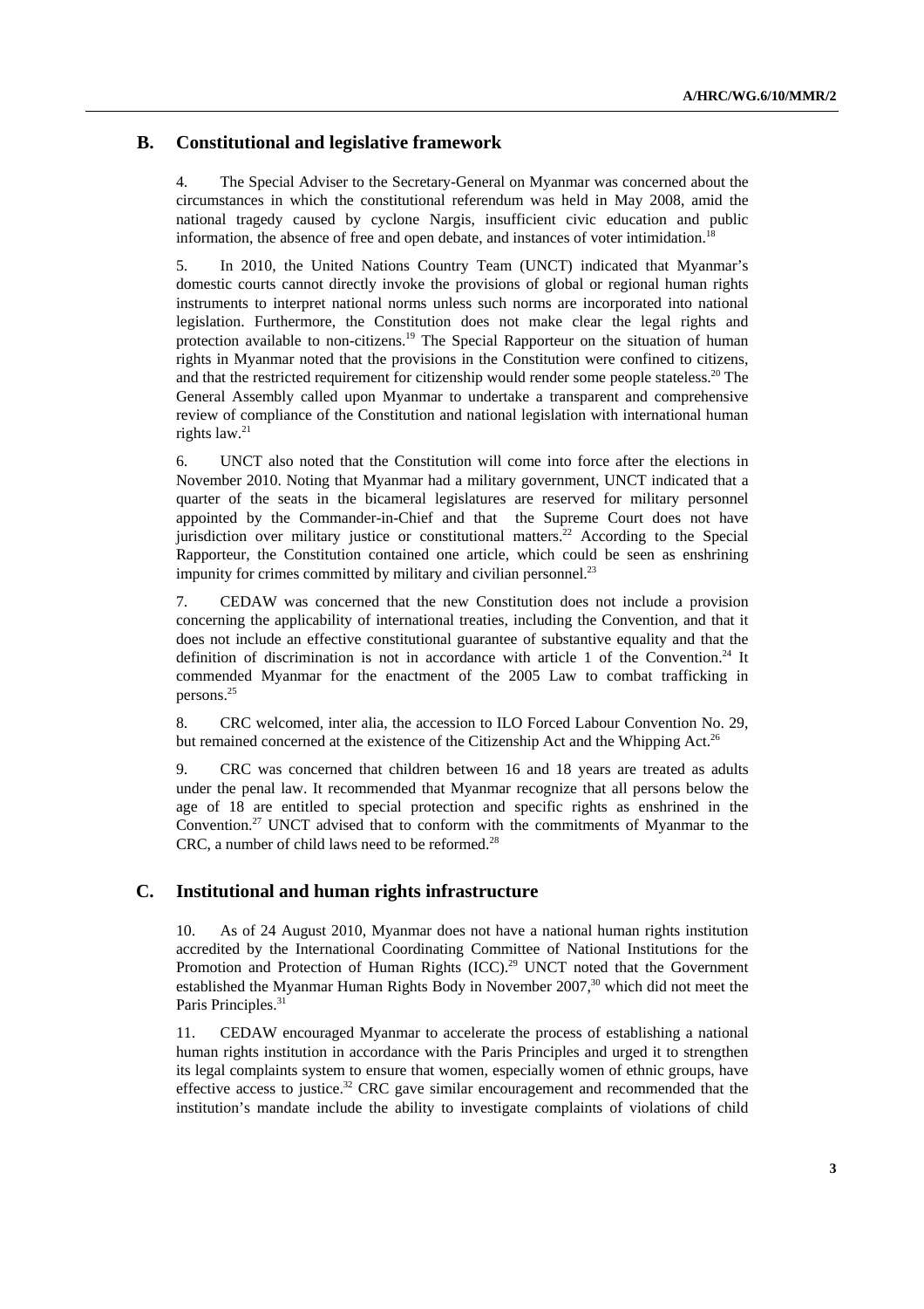## B. Constitutional and legislative framework

4. The Special Adviser to the Secretary-General on Myanmar was concerned about the circumstances in which the constitutional referendum was held in May 2008, amid the national tragedy caused by cyclone Nargis, insufficient civic education and public information, the absence of free and open debate, and instances of voter intimidation.[18]

5. In 2010, the United Nations Country Team (UNCT) indicated that Myanmar's domestic courts cannot directly invoke the provisions of global or regional human rights instruments to interpret national norms unless such norms are incorporated into national legislation. Furthermore, the Constitution does not make clear the legal rights and protection available to non-citizens.[19] The Special Rapporteur on the situation of human rights in Myanmar noted that the provisions in the Constitution were confined to citizens, and that the restricted requirement for citizenship would render some people stateless.[20] The General Assembly called upon Myanmar to undertake a transparent and comprehensive review of compliance of the Constitution and national legislation with international human rights law.[21]

6. UNCT also noted that the Constitution will come into force after the elections in November 2010. Noting that Myanmar had a military government, UNCT indicated that a quarter of the seats in the bicameral legislatures are reserved for military personnel appointed by the Commander-in-Chief and that the Supreme Court does not have jurisdiction over military justice or constitutional matters.[22] According to the Special Rapporteur, the Constitution contained one article, which could be seen as enshrining impunity for crimes committed by military and civilian personnel.[23]

7. CEDAW was concerned that the new Constitution does not include a provision concerning the applicability of international treaties, including the Convention, and that it does not include an effective constitutional guarantee of substantive equality and that the definition of discrimination is not in accordance with article 1 of the Convention.[24] It commended Myanmar for the enactment of the 2005 Law to combat trafficking in persons.[25]

8. CRC welcomed, inter alia, the accession to ILO Forced Labour Convention No. 29, but remained concerned at the existence of the Citizenship Act and the Whipping Act.[26]

9. CRC was concerned that children between 16 and 18 years are treated as adults under the penal law. It recommended that Myanmar recognize that all persons below the age of 18 are entitled to special protection and specific rights as enshrined in the Convention.[27] UNCT advised that to conform with the commitments of Myanmar to the CRC, a number of child laws need to be reformed.[28]

## C. Institutional and human rights infrastructure

10. As of 24 August 2010, Myanmar does not have a national human rights institution accredited by the International Coordinating Committee of National Institutions for the Promotion and Protection of Human Rights (ICC).[29] UNCT noted that the Government established the Myanmar Human Rights Body in November 2007,[30] which did not meet the Paris Principles.[31]

11. CEDAW encouraged Myanmar to accelerate the process of establishing a national human rights institution in accordance with the Paris Principles and urged it to strengthen its legal complaints system to ensure that women, especially women of ethnic groups, have effective access to justice.[32] CRC gave similar encouragement and recommended that the institution's mandate include the ability to investigate complaints of violations of child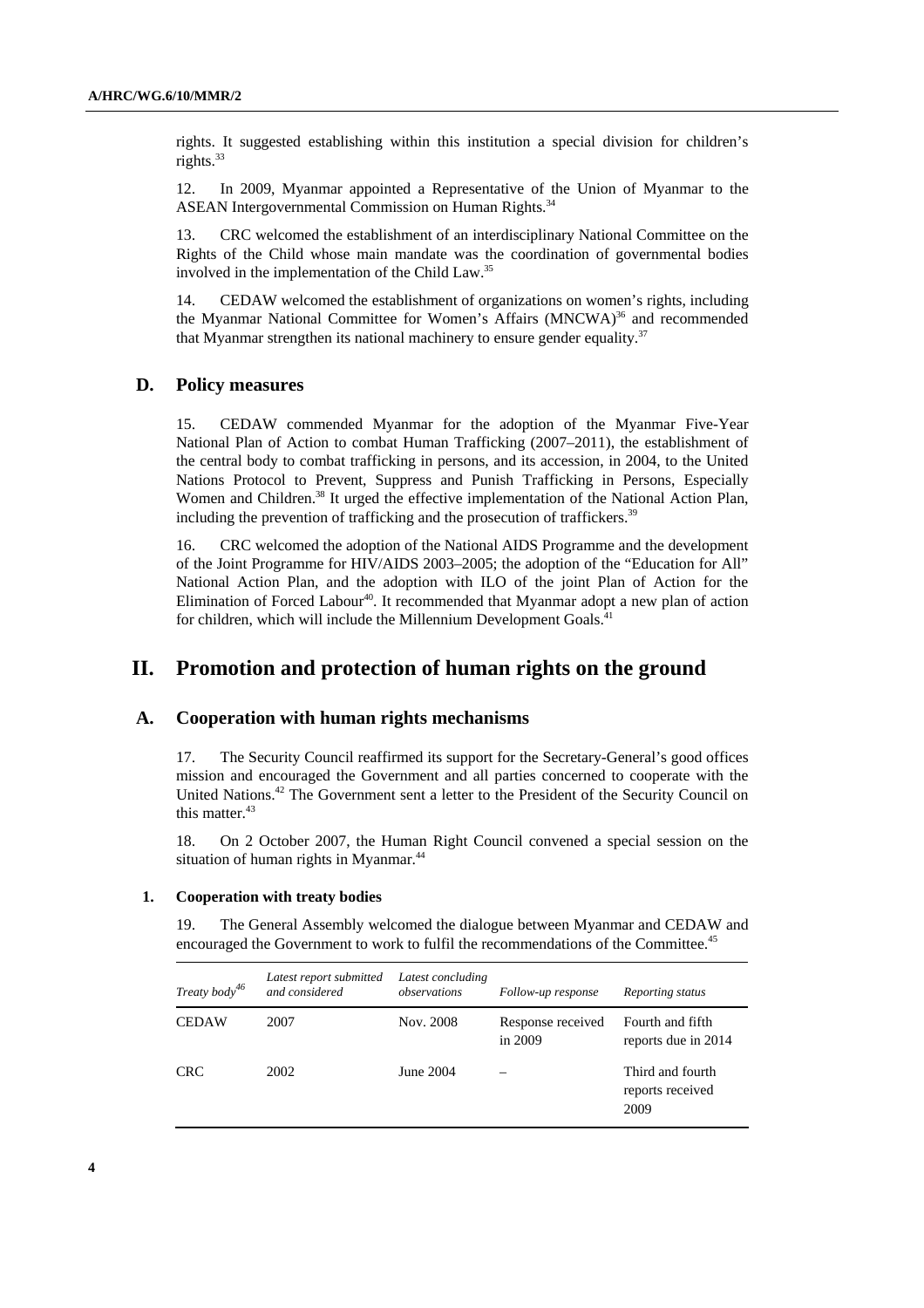rights. It suggested establishing within this institution a special division for children's rights.[33]

12. In 2009, Myanmar appointed a Representative of the Union of Myanmar to the ASEAN Intergovernmental Commission on Human Rights.[34]

13. CRC welcomed the establishment of an interdisciplinary National Committee on the Rights of the Child whose main mandate was the coordination of governmental bodies involved in the implementation of the Child Law.[35]

14. CEDAW welcomed the establishment of organizations on women's rights, including the Myanmar National Committee for Women's Affairs (MNCWA)[36] and recommended that Myanmar strengthen its national machinery to ensure gender equality.[37]

## D. Policy measures

15. CEDAW commended Myanmar for the adoption of the Myanmar Five-Year National Plan of Action to combat Human Trafficking (2007–2011), the establishment of the central body to combat trafficking in persons, and its accession, in 2004, to the United Nations Protocol to Prevent, Suppress and Punish Trafficking in Persons, Especially Women and Children.[38] It urged the effective implementation of the National Action Plan, including the prevention of trafficking and the prosecution of traffickers.[39]

16. CRC welcomed the adoption of the National AIDS Programme and the development of the Joint Programme for HIV/AIDS 2003–2005; the adoption of the "Education for All" National Action Plan, and the adoption with ILO of the joint Plan of Action for the Elimination of Forced Labour[40]. It recommended that Myanmar adopt a new plan of action for children, which will include the Millennium Development Goals.[41]

# II. Promotion and protection of human rights on the ground

## A. Cooperation with human rights mechanisms

17. The Security Council reaffirmed its support for the Secretary-General's good offices mission and encouraged the Government and all parties concerned to cooperate with the United Nations.[42] The Government sent a letter to the President of the Security Council on this matter.[43]

18. On 2 October 2007, the Human Right Council convened a special session on the situation of human rights in Myanmar.[44]

### 1. Cooperation with treaty bodies

19. The General Assembly welcomed the dialogue between Myanmar and CEDAW and encouraged the Government to work to fulfil the recommendations of the Committee.[45]

| *Treaty body*[46] | *Latest report submitted and considered* | *Latest concluding observations* | *Follow-up response* | *Reporting status* |
|---|---|---|---|---|
| CEDAW | 2007 | Nov. 2008 | Response received in 2009 | Fourth and fifth reports due in 2014 |
| CRC | 2002 | June 2004 | – | Third and fourth reports received 2009 |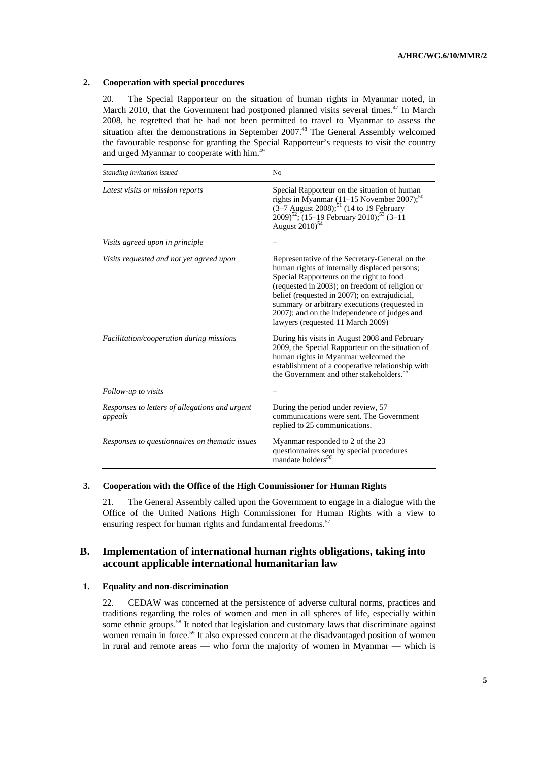### 2. Cooperation with special procedures

20. The Special Rapporteur on the situation of human rights in Myanmar noted, in March 2010, that the Government had postponed planned visits several times.[47] In March 2008, he regretted that he had not been permitted to travel to Myanmar to assess the situation after the demonstrations in September 2007.[48] The General Assembly welcomed the favourable response for granting the Special Rapporteur's requests to visit the country and urged Myanmar to cooperate with him.[49]

| *Standing invitation issued* | No |
|---|---|
| *Latest visits or mission reports* | Special Rapporteur on the situation of human rights in Myanmar (11–15 November 2007);[50] (3–7 August 2008);[51] (14 to 19 February 2009)[52]; (15–19 February 2010);[53] (3–11 August 2010)[54] |
| *Visits agreed upon in principle* | – |
| *Visits requested and not yet agreed upon* | Representative of the Secretary-General on the human rights of internally displaced persons; Special Rapporteurs on the right to food (requested in 2003); on freedom of religion or belief (requested in 2007); on extrajudicial, summary or arbitrary executions (requested in 2007); and on the independence of judges and lawyers (requested 11 March 2009) |
| *Facilitation/cooperation during missions* | During his visits in August 2008 and February 2009, the Special Rapporteur on the situation of human rights in Myanmar welcomed the establishment of a cooperative relationship with the Government and other stakeholders.[55] |
| *Follow-up to visits* | – |
| *Responses to letters of allegations and urgent appeals* | During the period under review, 57 communications were sent. The Government replied to 25 communications. |
| *Responses to questionnaires on thematic issues* | Myanmar responded to 2 of the 23 questionnaires sent by special procedures mandate holders[56] |

### 3. Cooperation with the Office of the High Commissioner for Human Rights

21. The General Assembly called upon the Government to engage in a dialogue with the Office of the United Nations High Commissioner for Human Rights with a view to ensuring respect for human rights and fundamental freedoms.[57]

## B. Implementation of international human rights obligations, taking into account applicable international humanitarian law

### 1. Equality and non-discrimination

22. CEDAW was concerned at the persistence of adverse cultural norms, practices and traditions regarding the roles of women and men in all spheres of life, especially within some ethnic groups.[58] It noted that legislation and customary laws that discriminate against women remain in force.[59] It also expressed concern at the disadvantaged position of women in rural and remote areas — who form the majority of women in Myanmar — which is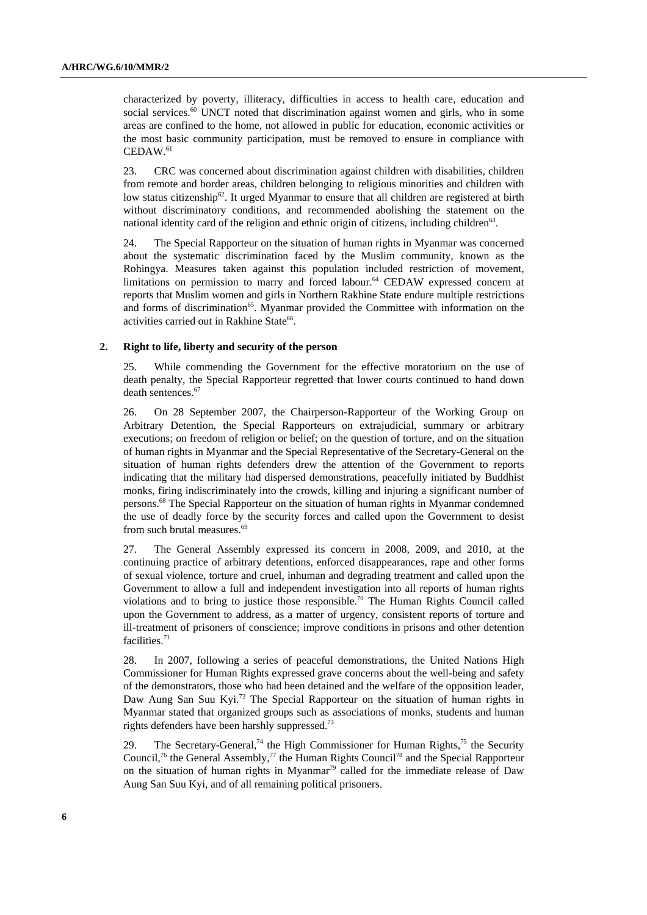characterized by poverty, illiteracy, difficulties in access to health care, education and social services.[60] UNCT noted that discrimination against women and girls, who in some areas are confined to the home, not allowed in public for education, economic activities or the most basic community participation, must be removed to ensure in compliance with CEDAW.[61]

23. CRC was concerned about discrimination against children with disabilities, children from remote and border areas, children belonging to religious minorities and children with low status citizenship[62]. It urged Myanmar to ensure that all children are registered at birth without discriminatory conditions, and recommended abolishing the statement on the national identity card of the religion and ethnic origin of citizens, including children[63].

24. The Special Rapporteur on the situation of human rights in Myanmar was concerned about the systematic discrimination faced by the Muslim community, known as the Rohingya. Measures taken against this population included restriction of movement, limitations on permission to marry and forced labour.[64] CEDAW expressed concern at reports that Muslim women and girls in Northern Rakhine State endure multiple restrictions and forms of discrimination[65]. Myanmar provided the Committee with information on the activities carried out in Rakhine State[66].

### 2. Right to life, liberty and security of the person

25. While commending the Government for the effective moratorium on the use of death penalty, the Special Rapporteur regretted that lower courts continued to hand down death sentences.[67]

26. On 28 September 2007, the Chairperson-Rapporteur of the Working Group on Arbitrary Detention, the Special Rapporteurs on extrajudicial, summary or arbitrary executions; on freedom of religion or belief; on the question of torture, and on the situation of human rights in Myanmar and the Special Representative of the Secretary-General on the situation of human rights defenders drew the attention of the Government to reports indicating that the military had dispersed demonstrations, peacefully initiated by Buddhist monks, firing indiscriminately into the crowds, killing and injuring a significant number of persons.[68] The Special Rapporteur on the situation of human rights in Myanmar condemned the use of deadly force by the security forces and called upon the Government to desist from such brutal measures.[69]

27. The General Assembly expressed its concern in 2008, 2009, and 2010, at the continuing practice of arbitrary detentions, enforced disappearances, rape and other forms of sexual violence, torture and cruel, inhuman and degrading treatment and called upon the Government to allow a full and independent investigation into all reports of human rights violations and to bring to justice those responsible.[70] The Human Rights Council called upon the Government to address, as a matter of urgency, consistent reports of torture and ill-treatment of prisoners of conscience; improve conditions in prisons and other detention facilities.[71]

28. In 2007, following a series of peaceful demonstrations, the United Nations High Commissioner for Human Rights expressed grave concerns about the well-being and safety of the demonstrators, those who had been detained and the welfare of the opposition leader, Daw Aung San Suu Kyi.[72] The Special Rapporteur on the situation of human rights in Myanmar stated that organized groups such as associations of monks, students and human rights defenders have been harshly suppressed.[73]

29. The Secretary-General,[74] the High Commissioner for Human Rights,[75] the Security Council,[76] the General Assembly,[77] the Human Rights Council[78] and the Special Rapporteur on the situation of human rights in Myanmar[79] called for the immediate release of Daw Aung San Suu Kyi, and of all remaining political prisoners.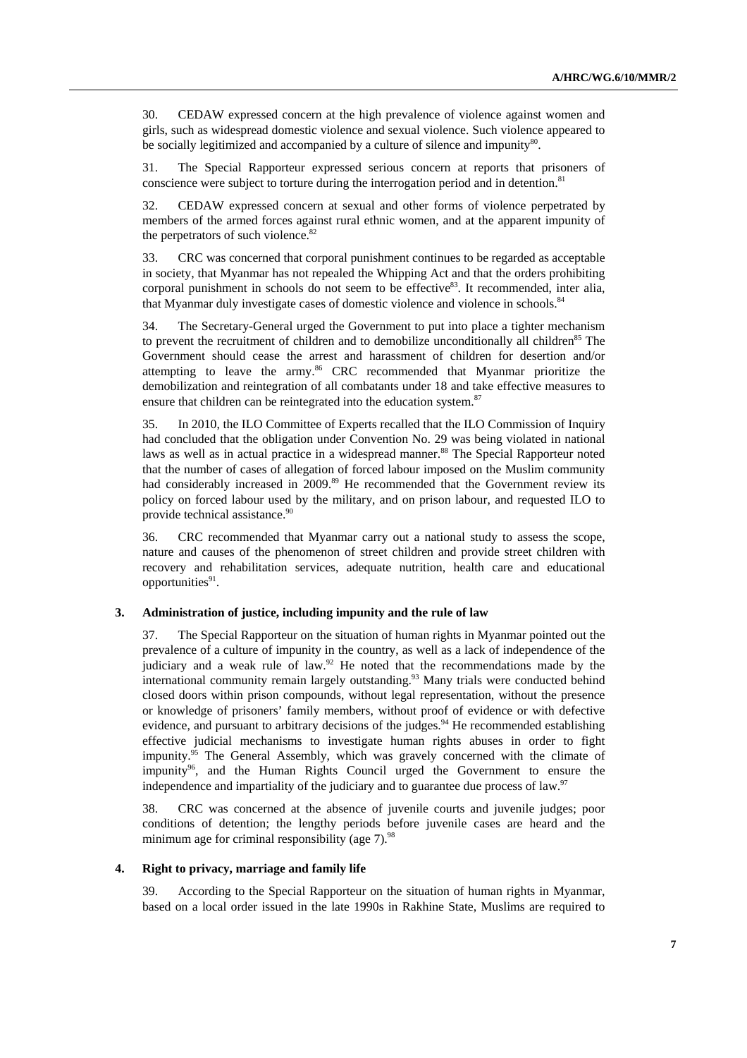30. CEDAW expressed concern at the high prevalence of violence against women and girls, such as widespread domestic violence and sexual violence. Such violence appeared to be socially legitimized and accompanied by a culture of silence and impunity[80].

31. The Special Rapporteur expressed serious concern at reports that prisoners of conscience were subject to torture during the interrogation period and in detention.[81]

32. CEDAW expressed concern at sexual and other forms of violence perpetrated by members of the armed forces against rural ethnic women, and at the apparent impunity of the perpetrators of such violence.[82]

33. CRC was concerned that corporal punishment continues to be regarded as acceptable in society, that Myanmar has not repealed the Whipping Act and that the orders prohibiting corporal punishment in schools do not seem to be effective[83]. It recommended, inter alia, that Myanmar duly investigate cases of domestic violence and violence in schools.[84]

34. The Secretary-General urged the Government to put into place a tighter mechanism to prevent the recruitment of children and to demobilize unconditionally all children[85] The Government should cease the arrest and harassment of children for desertion and/or attempting to leave the army.[86] CRC recommended that Myanmar prioritize the demobilization and reintegration of all combatants under 18 and take effective measures to ensure that children can be reintegrated into the education system.[87]

35. In 2010, the ILO Committee of Experts recalled that the ILO Commission of Inquiry had concluded that the obligation under Convention No. 29 was being violated in national laws as well as in actual practice in a widespread manner.[88] The Special Rapporteur noted that the number of cases of allegation of forced labour imposed on the Muslim community had considerably increased in 2009.[89] He recommended that the Government review its policy on forced labour used by the military, and on prison labour, and requested ILO to provide technical assistance.[90]

36. CRC recommended that Myanmar carry out a national study to assess the scope, nature and causes of the phenomenon of street children and provide street children with recovery and rehabilitation services, adequate nutrition, health care and educational opportunities[91].

### 3. Administration of justice, including impunity and the rule of law

37. The Special Rapporteur on the situation of human rights in Myanmar pointed out the prevalence of a culture of impunity in the country, as well as a lack of independence of the judiciary and a weak rule of law.[92] He noted that the recommendations made by the international community remain largely outstanding.[93] Many trials were conducted behind closed doors within prison compounds, without legal representation, without the presence or knowledge of prisoners' family members, without proof of evidence or with defective evidence, and pursuant to arbitrary decisions of the judges.[94] He recommended establishing effective judicial mechanisms to investigate human rights abuses in order to fight impunity.[95] The General Assembly, which was gravely concerned with the climate of impunity[96], and the Human Rights Council urged the Government to ensure the independence and impartiality of the judiciary and to guarantee due process of law.[97]

38. CRC was concerned at the absence of juvenile courts and juvenile judges; poor conditions of detention; the lengthy periods before juvenile cases are heard and the minimum age for criminal responsibility (age 7).[98]

### 4. Right to privacy, marriage and family life

39. According to the Special Rapporteur on the situation of human rights in Myanmar, based on a local order issued in the late 1990s in Rakhine State, Muslims are required to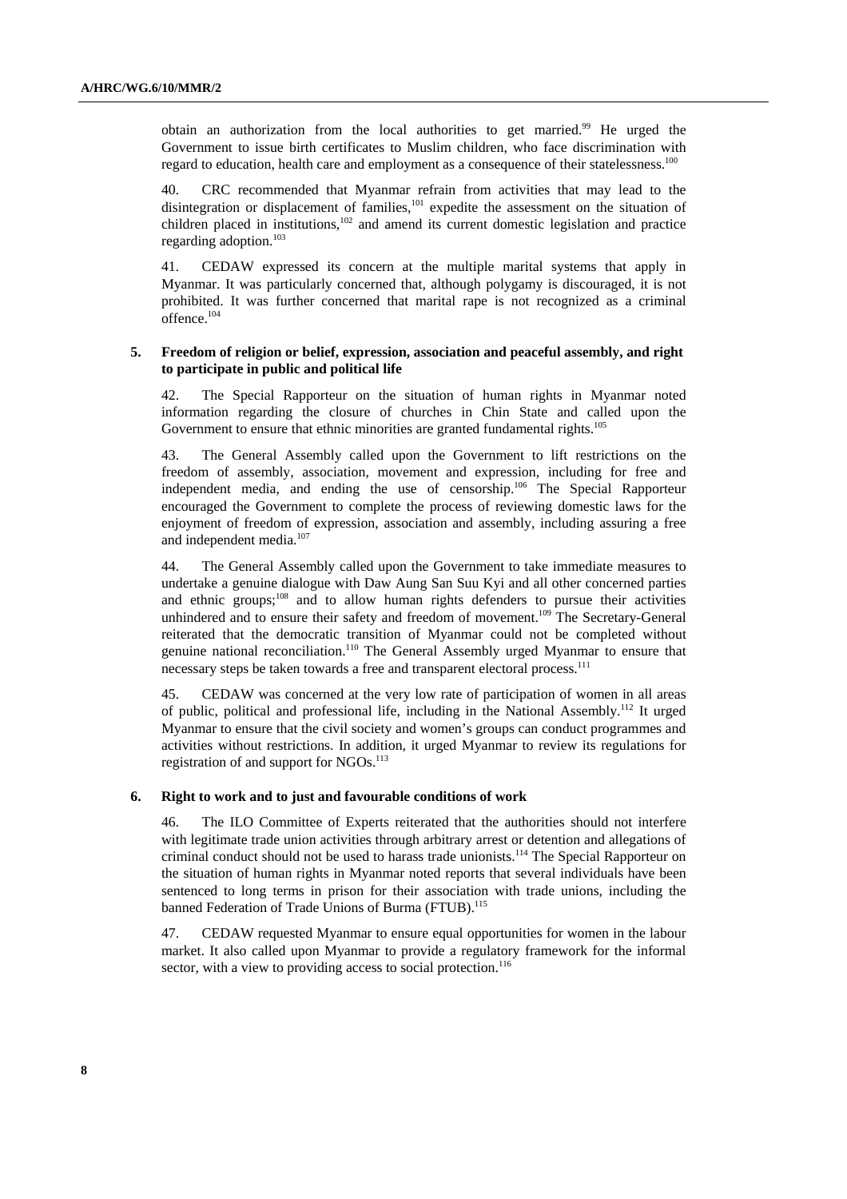obtain an authorization from the local authorities to get married.[99] He urged the Government to issue birth certificates to Muslim children, who face discrimination with regard to education, health care and employment as a consequence of their statelessness.[100]

40. CRC recommended that Myanmar refrain from activities that may lead to the disintegration or displacement of families,[101] expedite the assessment on the situation of children placed in institutions,[102] and amend its current domestic legislation and practice regarding adoption.[103]

41. CEDAW expressed its concern at the multiple marital systems that apply in Myanmar. It was particularly concerned that, although polygamy is discouraged, it is not prohibited. It was further concerned that marital rape is not recognized as a criminal offence.[104]

### 5. Freedom of religion or belief, expression, association and peaceful assembly, and right to participate in public and political life

42. The Special Rapporteur on the situation of human rights in Myanmar noted information regarding the closure of churches in Chin State and called upon the Government to ensure that ethnic minorities are granted fundamental rights.[105]

43. The General Assembly called upon the Government to lift restrictions on the freedom of assembly, association, movement and expression, including for free and independent media, and ending the use of censorship.[106] The Special Rapporteur encouraged the Government to complete the process of reviewing domestic laws for the enjoyment of freedom of expression, association and assembly, including assuring a free and independent media.[107]

44. The General Assembly called upon the Government to take immediate measures to undertake a genuine dialogue with Daw Aung San Suu Kyi and all other concerned parties and ethnic groups;[108] and to allow human rights defenders to pursue their activities unhindered and to ensure their safety and freedom of movement.[109] The Secretary-General reiterated that the democratic transition of Myanmar could not be completed without genuine national reconciliation.[110] The General Assembly urged Myanmar to ensure that necessary steps be taken towards a free and transparent electoral process.[111]

45. CEDAW was concerned at the very low rate of participation of women in all areas of public, political and professional life, including in the National Assembly.[112] It urged Myanmar to ensure that the civil society and women's groups can conduct programmes and activities without restrictions. In addition, it urged Myanmar to review its regulations for registration of and support for NGOs.[113]

### 6. Right to work and to just and favourable conditions of work

46. The ILO Committee of Experts reiterated that the authorities should not interfere with legitimate trade union activities through arbitrary arrest or detention and allegations of criminal conduct should not be used to harass trade unionists.[114] The Special Rapporteur on the situation of human rights in Myanmar noted reports that several individuals have been sentenced to long terms in prison for their association with trade unions, including the banned Federation of Trade Unions of Burma (FTUB).[115]

47. CEDAW requested Myanmar to ensure equal opportunities for women in the labour market. It also called upon Myanmar to provide a regulatory framework for the informal sector, with a view to providing access to social protection.[116]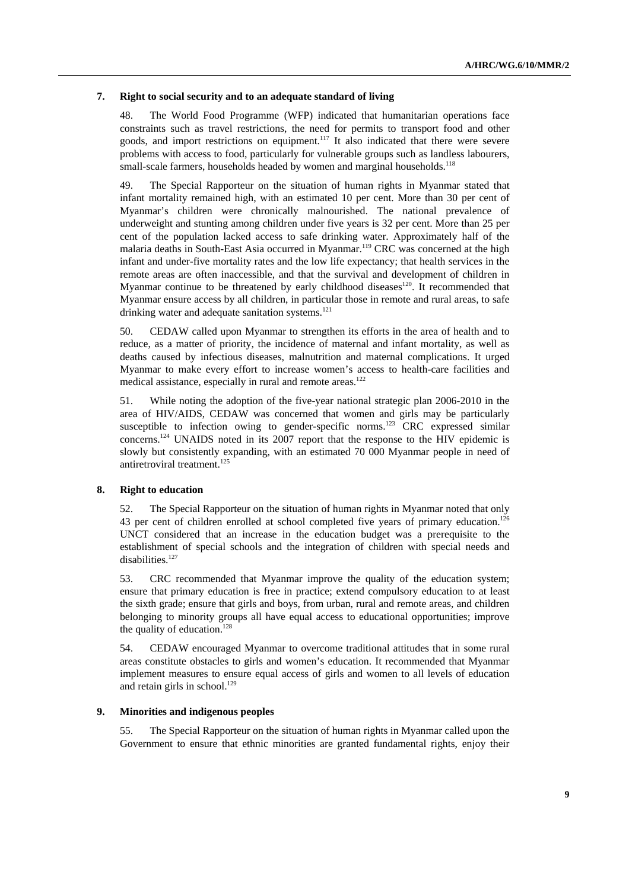### 7. Right to social security and to an adequate standard of living

48. The World Food Programme (WFP) indicated that humanitarian operations face constraints such as travel restrictions, the need for permits to transport food and other goods, and import restrictions on equipment.[117] It also indicated that there were severe problems with access to food, particularly for vulnerable groups such as landless labourers, small-scale farmers, households headed by women and marginal households.[118]

49. The Special Rapporteur on the situation of human rights in Myanmar stated that infant mortality remained high, with an estimated 10 per cent. More than 30 per cent of Myanmar's children were chronically malnourished. The national prevalence of underweight and stunting among children under five years is 32 per cent. More than 25 per cent of the population lacked access to safe drinking water. Approximately half of the malaria deaths in South-East Asia occurred in Myanmar.[119] CRC was concerned at the high infant and under-five mortality rates and the low life expectancy; that health services in the remote areas are often inaccessible, and that the survival and development of children in Myanmar continue to be threatened by early childhood diseases[120]. It recommended that Myanmar ensure access by all children, in particular those in remote and rural areas, to safe drinking water and adequate sanitation systems.[121]

50. CEDAW called upon Myanmar to strengthen its efforts in the area of health and to reduce, as a matter of priority, the incidence of maternal and infant mortality, as well as deaths caused by infectious diseases, malnutrition and maternal complications. It urged Myanmar to make every effort to increase women's access to health-care facilities and medical assistance, especially in rural and remote areas.[122]

51. While noting the adoption of the five-year national strategic plan 2006-2010 in the area of HIV/AIDS, CEDAW was concerned that women and girls may be particularly susceptible to infection owing to gender-specific norms.[123] CRC expressed similar concerns.[124] UNAIDS noted in its 2007 report that the response to the HIV epidemic is slowly but consistently expanding, with an estimated 70 000 Myanmar people in need of antiretroviral treatment.[125]

### 8. Right to education

52. The Special Rapporteur on the situation of human rights in Myanmar noted that only 43 per cent of children enrolled at school completed five years of primary education.[126] UNCT considered that an increase in the education budget was a prerequisite to the establishment of special schools and the integration of children with special needs and disabilities.[127]

53. CRC recommended that Myanmar improve the quality of the education system; ensure that primary education is free in practice; extend compulsory education to at least the sixth grade; ensure that girls and boys, from urban, rural and remote areas, and children belonging to minority groups all have equal access to educational opportunities; improve the quality of education.[128]

54. CEDAW encouraged Myanmar to overcome traditional attitudes that in some rural areas constitute obstacles to girls and women's education. It recommended that Myanmar implement measures to ensure equal access of girls and women to all levels of education and retain girls in school.[129]

### 9. Minorities and indigenous peoples

55. The Special Rapporteur on the situation of human rights in Myanmar called upon the Government to ensure that ethnic minorities are granted fundamental rights, enjoy their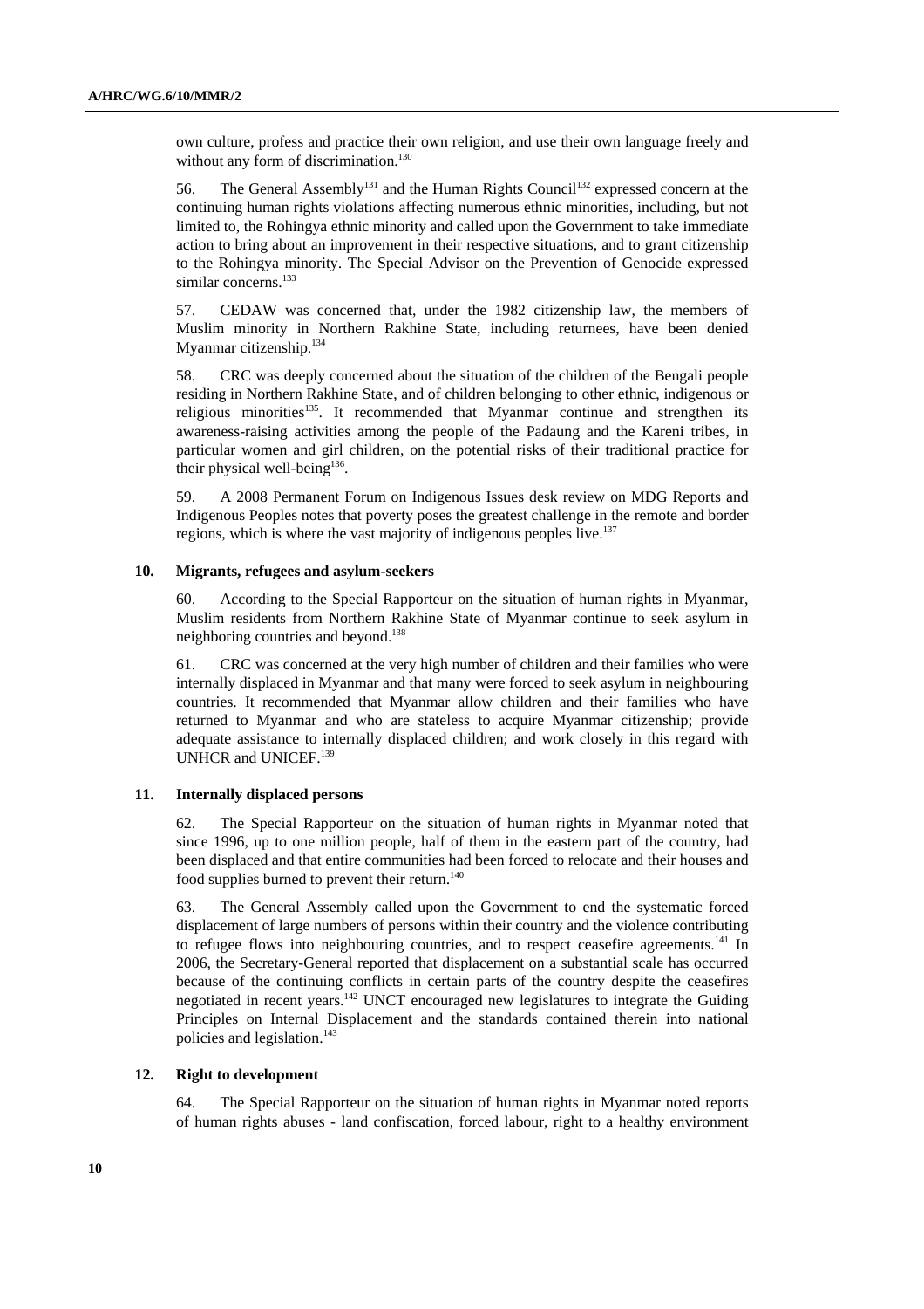own culture, profess and practice their own religion, and use their own language freely and without any form of discrimination.[130]

56. The General Assembly[131] and the Human Rights Council[132] expressed concern at the continuing human rights violations affecting numerous ethnic minorities, including, but not limited to, the Rohingya ethnic minority and called upon the Government to take immediate action to bring about an improvement in their respective situations, and to grant citizenship to the Rohingya minority. The Special Advisor on the Prevention of Genocide expressed similar concerns.[133]

57. CEDAW was concerned that, under the 1982 citizenship law, the members of Muslim minority in Northern Rakhine State, including returnees, have been denied Myanmar citizenship.[134]

58. CRC was deeply concerned about the situation of the children of the Bengali people residing in Northern Rakhine State, and of children belonging to other ethnic, indigenous or religious minorities[135]. It recommended that Myanmar continue and strengthen its awareness-raising activities among the people of the Padaung and the Kareni tribes, in particular women and girl children, on the potential risks of their traditional practice for their physical well-being[136].

59. A 2008 Permanent Forum on Indigenous Issues desk review on MDG Reports and Indigenous Peoples notes that poverty poses the greatest challenge in the remote and border regions, which is where the vast majority of indigenous peoples live.[137]

### 10. Migrants, refugees and asylum-seekers

60. According to the Special Rapporteur on the situation of human rights in Myanmar, Muslim residents from Northern Rakhine State of Myanmar continue to seek asylum in neighboring countries and beyond.[138]

61. CRC was concerned at the very high number of children and their families who were internally displaced in Myanmar and that many were forced to seek asylum in neighbouring countries. It recommended that Myanmar allow children and their families who have returned to Myanmar and who are stateless to acquire Myanmar citizenship; provide adequate assistance to internally displaced children; and work closely in this regard with UNHCR and UNICEF.[139]

### 11. Internally displaced persons

62. The Special Rapporteur on the situation of human rights in Myanmar noted that since 1996, up to one million people, half of them in the eastern part of the country, had been displaced and that entire communities had been forced to relocate and their houses and food supplies burned to prevent their return.[140]

63. The General Assembly called upon the Government to end the systematic forced displacement of large numbers of persons within their country and the violence contributing to refugee flows into neighbouring countries, and to respect ceasefire agreements.[141] In 2006, the Secretary-General reported that displacement on a substantial scale has occurred because of the continuing conflicts in certain parts of the country despite the ceasefires negotiated in recent years.[142] UNCT encouraged new legislatures to integrate the Guiding Principles on Internal Displacement and the standards contained therein into national policies and legislation.[143]

### 12. Right to development

64. The Special Rapporteur on the situation of human rights in Myanmar noted reports of human rights abuses - land confiscation, forced labour, right to a healthy environment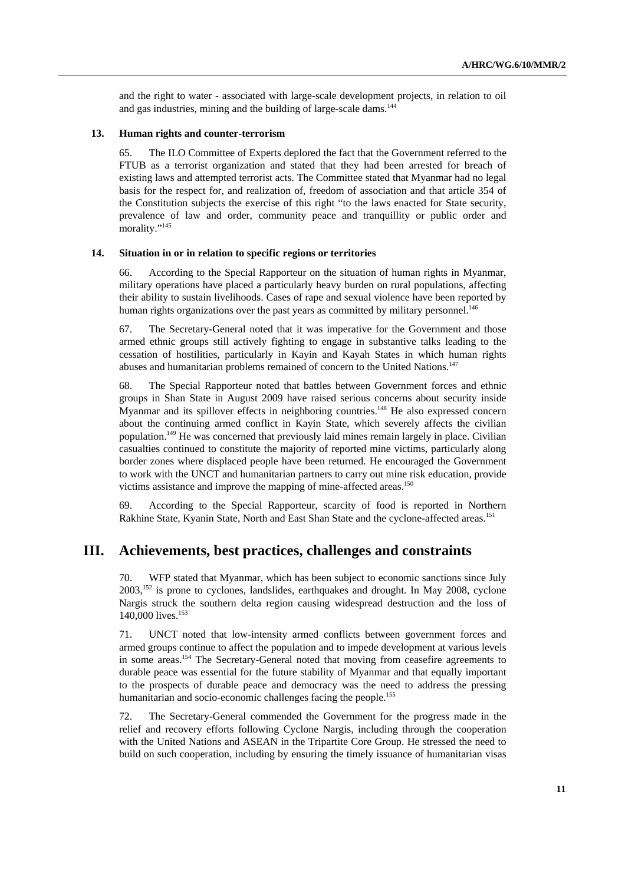and the right to water - associated with large-scale development projects, in relation to oil and gas industries, mining and the building of large-scale dams.[144]

### 13. Human rights and counter-terrorism

65. The ILO Committee of Experts deplored the fact that the Government referred to the FTUB as a terrorist organization and stated that they had been arrested for breach of existing laws and attempted terrorist acts. The Committee stated that Myanmar had no legal basis for the respect for, and realization of, freedom of association and that article 354 of the Constitution subjects the exercise of this right "to the laws enacted for State security, prevalence of law and order, community peace and tranquillity or public order and morality."[145]

### 14. Situation in or in relation to specific regions or territories

66. According to the Special Rapporteur on the situation of human rights in Myanmar, military operations have placed a particularly heavy burden on rural populations, affecting their ability to sustain livelihoods. Cases of rape and sexual violence have been reported by human rights organizations over the past years as committed by military personnel.[146]

67. The Secretary-General noted that it was imperative for the Government and those armed ethnic groups still actively fighting to engage in substantive talks leading to the cessation of hostilities, particularly in Kayin and Kayah States in which human rights abuses and humanitarian problems remained of concern to the United Nations.[147]

68. The Special Rapporteur noted that battles between Government forces and ethnic groups in Shan State in August 2009 have raised serious concerns about security inside Myanmar and its spillover effects in neighboring countries.[148] He also expressed concern about the continuing armed conflict in Kayin State, which severely affects the civilian population.[149] He was concerned that previously laid mines remain largely in place. Civilian casualties continued to constitute the majority of reported mine victims, particularly along border zones where displaced people have been returned. He encouraged the Government to work with the UNCT and humanitarian partners to carry out mine risk education, provide victims assistance and improve the mapping of mine-affected areas.[150]

69. According to the Special Rapporteur, scarcity of food is reported in Northern Rakhine State, Kyanin State, North and East Shan State and the cyclone-affected areas.[151]

## III. Achievements, best practices, challenges and constraints

70. WFP stated that Myanmar, which has been subject to economic sanctions since July 2003,[152] is prone to cyclones, landslides, earthquakes and drought. In May 2008, cyclone Nargis struck the southern delta region causing widespread destruction and the loss of 140,000 lives.[153]

71. UNCT noted that low-intensity armed conflicts between government forces and armed groups continue to affect the population and to impede development at various levels in some areas.[154] The Secretary-General noted that moving from ceasefire agreements to durable peace was essential for the future stability of Myanmar and that equally important to the prospects of durable peace and democracy was the need to address the pressing humanitarian and socio-economic challenges facing the people.[155]

72. The Secretary-General commended the Government for the progress made in the relief and recovery efforts following Cyclone Nargis, including through the cooperation with the United Nations and ASEAN in the Tripartite Core Group. He stressed the need to build on such cooperation, including by ensuring the timely issuance of humanitarian visas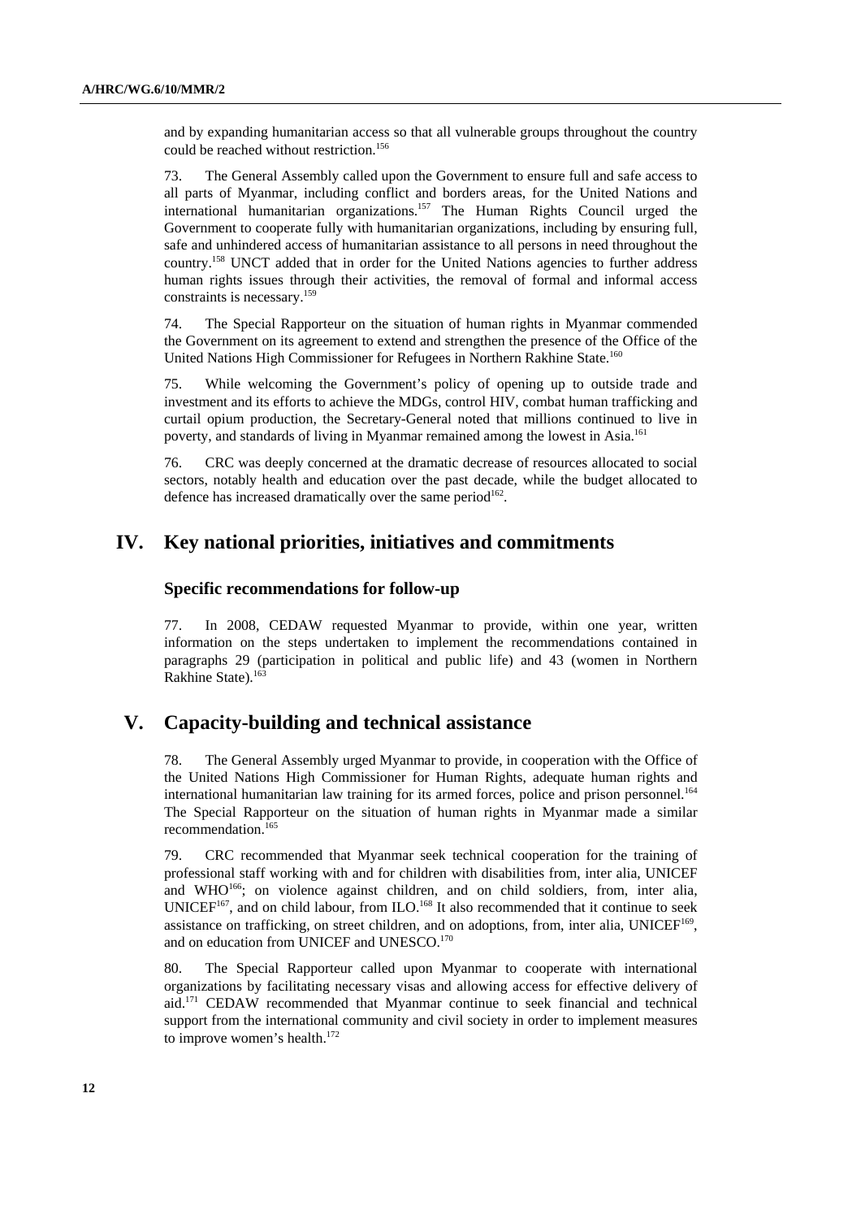and by expanding humanitarian access so that all vulnerable groups throughout the country could be reached without restriction.[156]

73. The General Assembly called upon the Government to ensure full and safe access to all parts of Myanmar, including conflict and borders areas, for the United Nations and international humanitarian organizations.[157] The Human Rights Council urged the Government to cooperate fully with humanitarian organizations, including by ensuring full, safe and unhindered access of humanitarian assistance to all persons in need throughout the country.[158] UNCT added that in order for the United Nations agencies to further address human rights issues through their activities, the removal of formal and informal access constraints is necessary.[159]

74. The Special Rapporteur on the situation of human rights in Myanmar commended the Government on its agreement to extend and strengthen the presence of the Office of the United Nations High Commissioner for Refugees in Northern Rakhine State.[160]

75. While welcoming the Government's policy of opening up to outside trade and investment and its efforts to achieve the MDGs, control HIV, combat human trafficking and curtail opium production, the Secretary-General noted that millions continued to live in poverty, and standards of living in Myanmar remained among the lowest in Asia.[161]

76. CRC was deeply concerned at the dramatic decrease of resources allocated to social sectors, notably health and education over the past decade, while the budget allocated to defence has increased dramatically over the same period[162].

# IV. Key national priorities, initiatives and commitments

### Specific recommendations for follow-up

77. In 2008, CEDAW requested Myanmar to provide, within one year, written information on the steps undertaken to implement the recommendations contained in paragraphs 29 (participation in political and public life) and 43 (women in Northern Rakhine State).[163]

# V. Capacity-building and technical assistance

78. The General Assembly urged Myanmar to provide, in cooperation with the Office of the United Nations High Commissioner for Human Rights, adequate human rights and international humanitarian law training for its armed forces, police and prison personnel.[164] The Special Rapporteur on the situation of human rights in Myanmar made a similar recommendation.[165]

79. CRC recommended that Myanmar seek technical cooperation for the training of professional staff working with and for children with disabilities from, inter alia, UNICEF and WHO[166]; on violence against children, and on child soldiers, from, inter alia, UNICEF[167], and on child labour, from ILO.[168] It also recommended that it continue to seek assistance on trafficking, on street children, and on adoptions, from, inter alia, UNICEF[169], and on education from UNICEF and UNESCO.[170]

80. The Special Rapporteur called upon Myanmar to cooperate with international organizations by facilitating necessary visas and allowing access for effective delivery of aid.[171] CEDAW recommended that Myanmar continue to seek financial and technical support from the international community and civil society in order to implement measures to improve women's health.[172]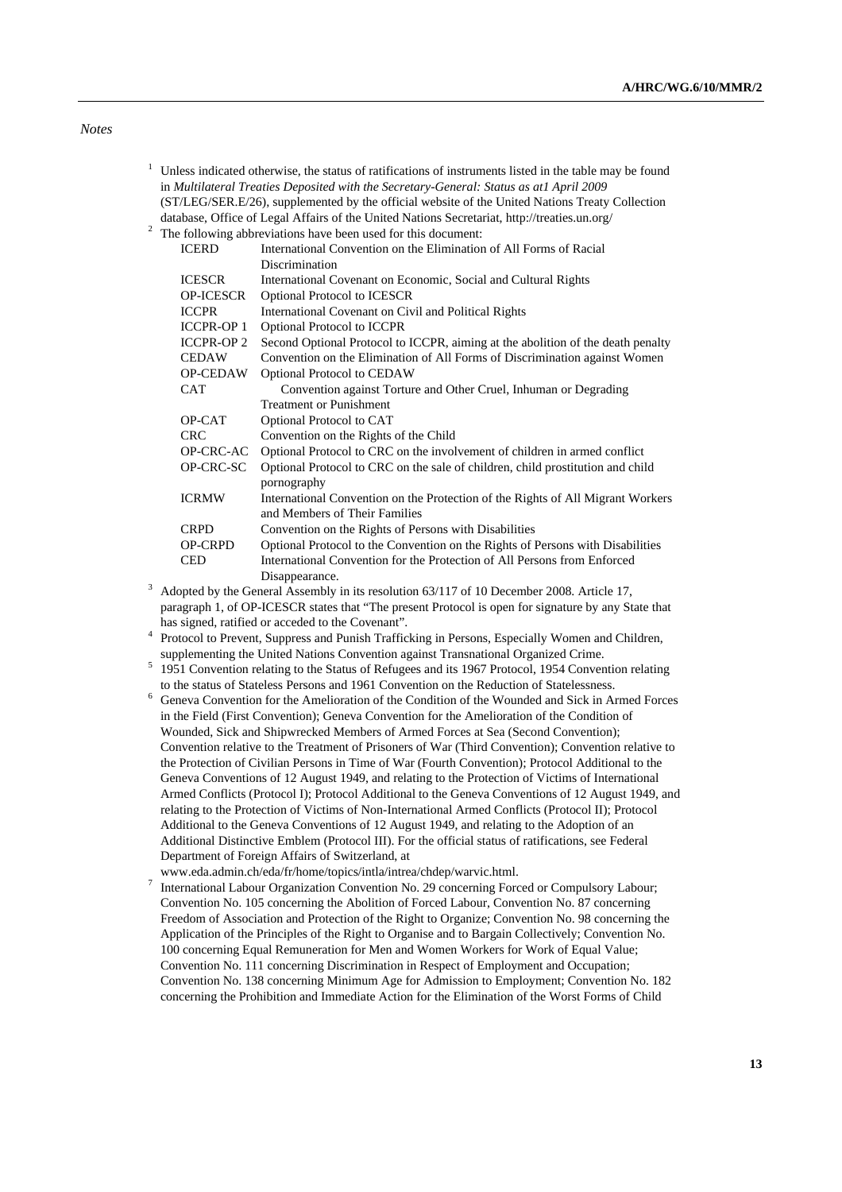*Notes*

[1] Unless indicated otherwise, the status of ratifications of instruments listed in the table may be found in *Multilateral Treaties Deposited with the Secretary-General: Status as at1 April 2009* (ST/LEG/SER.E/26), supplemented by the official website of the United Nations Treaty Collection database, Office of Legal Affairs of the United Nations Secretariat, http://treaties.un.org/

[2] The following abbreviations have been used for this document:

| | |
|---|---|
| ICERD | International Convention on the Elimination of All Forms of Racial Discrimination |
| ICESCR | International Covenant on Economic, Social and Cultural Rights |
| OP-ICESCR | Optional Protocol to ICESCR |
| ICCPR | International Covenant on Civil and Political Rights |
| ICCPR-OP 1 | Optional Protocol to ICCPR |
| ICCPR-OP 2 | Second Optional Protocol to ICCPR, aiming at the abolition of the death penalty |
| CEDAW | Convention on the Elimination of All Forms of Discrimination against Women |
| OP-CEDAW | Optional Protocol to CEDAW |
| CAT | Convention against Torture and Other Cruel, Inhuman or Degrading Treatment or Punishment |
| OP-CAT | Optional Protocol to CAT |
| CRC | Convention on the Rights of the Child |
| OP-CRC-AC | Optional Protocol to CRC on the involvement of children in armed conflict |
| OP-CRC-SC | Optional Protocol to CRC on the sale of children, child prostitution and child pornography |
| ICRMW | International Convention on the Protection of the Rights of All Migrant Workers and Members of Their Families |
| CRPD | Convention on the Rights of Persons with Disabilities |
| OP-CRPD | Optional Protocol to the Convention on the Rights of Persons with Disabilities |
| CED | International Convention for the Protection of All Persons from Enforced Disappearance. |

[3] Adopted by the General Assembly in its resolution 63/117 of 10 December 2008. Article 17, paragraph 1, of OP-ICESCR states that "The present Protocol is open for signature by any State that has signed, ratified or acceded to the Covenant".

[4] Protocol to Prevent, Suppress and Punish Trafficking in Persons, Especially Women and Children, supplementing the United Nations Convention against Transnational Organized Crime.

[5] 1951 Convention relating to the Status of Refugees and its 1967 Protocol, 1954 Convention relating to the status of Stateless Persons and 1961 Convention on the Reduction of Statelessness.

[6] Geneva Convention for the Amelioration of the Condition of the Wounded and Sick in Armed Forces in the Field (First Convention); Geneva Convention for the Amelioration of the Condition of Wounded, Sick and Shipwrecked Members of Armed Forces at Sea (Second Convention); Convention relative to the Treatment of Prisoners of War (Third Convention); Convention relative to the Protection of Civilian Persons in Time of War (Fourth Convention); Protocol Additional to the Geneva Conventions of 12 August 1949, and relating to the Protection of Victims of International Armed Conflicts (Protocol I); Protocol Additional to the Geneva Conventions of 12 August 1949, and relating to the Protection of Victims of Non-International Armed Conflicts (Protocol II); Protocol Additional to the Geneva Conventions of 12 August 1949, and relating to the Adoption of an Additional Distinctive Emblem (Protocol III). For the official status of ratifications, see Federal Department of Foreign Affairs of Switzerland, at www.eda.admin.ch/eda/fr/home/topics/intla/intrea/chdep/warvic.html.

[7] International Labour Organization Convention No. 29 concerning Forced or Compulsory Labour; Convention No. 105 concerning the Abolition of Forced Labour, Convention No. 87 concerning Freedom of Association and Protection of the Right to Organize; Convention No. 98 concerning the Application of the Principles of the Right to Organise and to Bargain Collectively; Convention No. 100 concerning Equal Remuneration for Men and Women Workers for Work of Equal Value; Convention No. 111 concerning Discrimination in Respect of Employment and Occupation; Convention No. 138 concerning Minimum Age for Admission to Employment; Convention No. 182 concerning the Prohibition and Immediate Action for the Elimination of the Worst Forms of Child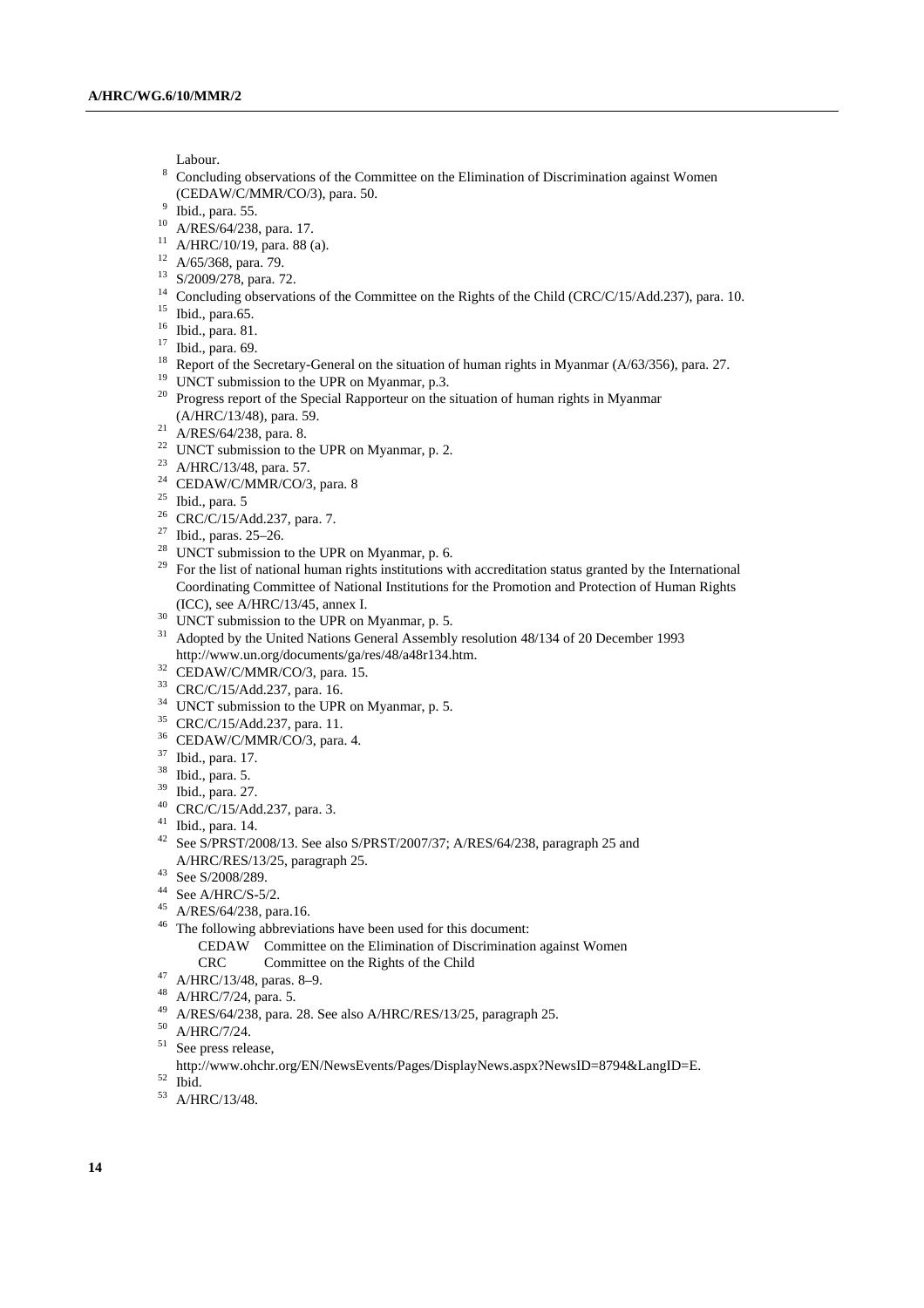Labour.

[8] Concluding observations of the Committee on the Elimination of Discrimination against Women (CEDAW/C/MMR/CO/3), para. 50.
[9] Ibid., para. 55.
[10] A/RES/64/238, para. 17.
[11] A/HRC/10/19, para. 88 (a).
[12] A/65/368, para. 79.
[13] S/2009/278, para. 72.
[14] Concluding observations of the Committee on the Rights of the Child (CRC/C/15/Add.237), para. 10.
[15] Ibid., para.65.
[16] Ibid., para. 81.
[17] Ibid., para. 69.
[18] Report of the Secretary-General on the situation of human rights in Myanmar (A/63/356), para. 27.
[19] UNCT submission to the UPR on Myanmar, p.3.
[20] Progress report of the Special Rapporteur on the situation of human rights in Myanmar (A/HRC/13/48), para. 59.
[21] A/RES/64/238, para. 8.
[22] UNCT submission to the UPR on Myanmar, p. 2.
[23] A/HRC/13/48, para. 57.
[24] CEDAW/C/MMR/CO/3, para. 8
[25] Ibid., para. 5
[26] CRC/C/15/Add.237, para. 7.
[27] Ibid., paras. 25–26.
[28] UNCT submission to the UPR on Myanmar, p. 6.
[29] For the list of national human rights institutions with accreditation status granted by the International Coordinating Committee of National Institutions for the Promotion and Protection of Human Rights (ICC), see A/HRC/13/45, annex I.
[30] UNCT submission to the UPR on Myanmar, p. 5.
[31] Adopted by the United Nations General Assembly resolution 48/134 of 20 December 1993 http://www.un.org/documents/ga/res/48/a48r134.htm.
[32] CEDAW/C/MMR/CO/3, para. 15.
[33] CRC/C/15/Add.237, para. 16.
[34] UNCT submission to the UPR on Myanmar, p. 5.
[35] CRC/C/15/Add.237, para. 11.
[36] CEDAW/C/MMR/CO/3, para. 4.
[37] Ibid., para. 17.
[38] Ibid., para. 5.
[39] Ibid., para. 27.
[40] CRC/C/15/Add.237, para. 3.
[41] Ibid., para. 14.
[42] See S/PRST/2008/13. See also S/PRST/2007/37; A/RES/64/238, paragraph 25 and A/HRC/RES/13/25, paragraph 25.
[43] See S/2008/289.
[44] See A/HRC/S-5/2.
[45] A/RES/64/238, para.16.
[46] The following abbreviations have been used for this document:
    CEDAW Committee on the Elimination of Discrimination against Women
    CRC Committee on the Rights of the Child
[47] A/HRC/13/48, paras. 8–9.
[48] A/HRC/7/24, para. 5.
[49] A/RES/64/238, para. 28. See also A/HRC/RES/13/25, paragraph 25.
[50] A/HRC/7/24.
[51] See press release, http://www.ohchr.org/EN/NewsEvents/Pages/DisplayNews.aspx?NewsID=8794&LangID=E.
[52] Ibid.
[53] A/HRC/13/48.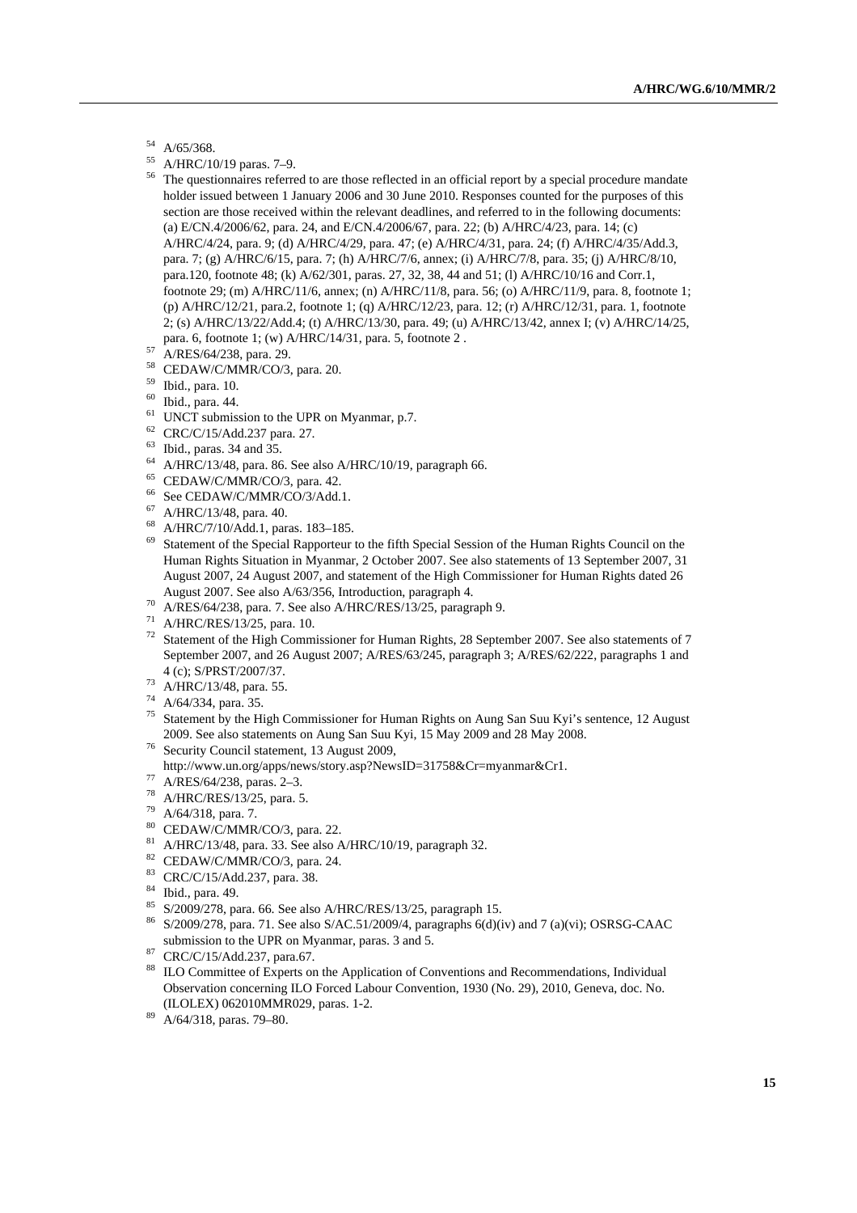[54] A/65/368.

[55] A/HRC/10/19 paras. 7–9.

[56] The questionnaires referred to are those reflected in an official report by a special procedure mandate holder issued between 1 January 2006 and 30 June 2010. Responses counted for the purposes of this section are those received within the relevant deadlines, and referred to in the following documents: (a) E/CN.4/2006/62, para. 24, and E/CN.4/2006/67, para. 22; (b) A/HRC/4/23, para. 14; (c) A/HRC/4/24, para. 9; (d) A/HRC/4/29, para. 47; (e) A/HRC/4/31, para. 24; (f) A/HRC/4/35/Add.3, para. 7; (g) A/HRC/6/15, para. 7; (h) A/HRC/7/6, annex; (i) A/HRC/7/8, para. 35; (j) A/HRC/8/10, para.120, footnote 48; (k) A/62/301, paras. 27, 32, 38, 44 and 51; (l) A/HRC/10/16 and Corr.1, footnote 29; (m) A/HRC/11/6, annex; (n) A/HRC/11/8, para. 56; (o) A/HRC/11/9, para. 8, footnote 1; (p) A/HRC/12/21, para.2, footnote 1; (q) A/HRC/12/23, para. 12; (r) A/HRC/12/31, para. 1, footnote 2; (s) A/HRC/13/22/Add.4; (t) A/HRC/13/30, para. 49; (u) A/HRC/13/42, annex I; (v) A/HRC/14/25, para. 6, footnote 1; (w) A/HRC/14/31, para. 5, footnote 2 .

[57] A/RES/64/238, para. 29.

[58] CEDAW/C/MMR/CO/3, para. 20.

[59] Ibid., para. 10.

[60] Ibid., para. 44.

[61] UNCT submission to the UPR on Myanmar, p.7.

[62] CRC/C/15/Add.237 para. 27.

[63] Ibid., paras. 34 and 35.

[64] A/HRC/13/48, para. 86. See also A/HRC/10/19, paragraph 66.

[65] CEDAW/C/MMR/CO/3, para. 42.

[66] See CEDAW/C/MMR/CO/3/Add.1.

[67] A/HRC/13/48, para. 40.

[68] A/HRC/7/10/Add.1, paras. 183–185.

[69] Statement of the Special Rapporteur to the fifth Special Session of the Human Rights Council on the Human Rights Situation in Myanmar, 2 October 2007. See also statements of 13 September 2007, 31 August 2007, 24 August 2007, and statement of the High Commissioner for Human Rights dated 26 August 2007. See also A/63/356, Introduction, paragraph 4.

[70] A/RES/64/238, para. 7. See also A/HRC/RES/13/25, paragraph 9.

[71] A/HRC/RES/13/25, para. 10.

[72] Statement of the High Commissioner for Human Rights, 28 September 2007. See also statements of 7 September 2007, and 26 August 2007; A/RES/63/245, paragraph 3; A/RES/62/222, paragraphs 1 and 4 (c); S/PRST/2007/37.

[73] A/HRC/13/48, para. 55.

[74] A/64/334, para. 35.

[75] Statement by the High Commissioner for Human Rights on Aung San Suu Kyi's sentence, 12 August 2009. See also statements on Aung San Suu Kyi, 15 May 2009 and 28 May 2008.

[76] Security Council statement, 13 August 2009, http://www.un.org/apps/news/story.asp?NewsID=31758&Cr=myanmar&Cr1.

[77] A/RES/64/238, paras. 2–3.

[78] A/HRC/RES/13/25, para. 5.

[79] A/64/318, para. 7.

[80] CEDAW/C/MMR/CO/3, para. 22.

[81] A/HRC/13/48, para. 33. See also A/HRC/10/19, paragraph 32.

[82] CEDAW/C/MMR/CO/3, para. 24.

[83] CRC/C/15/Add.237, para. 38.

[84] Ibid., para. 49.

[85] S/2009/278, para. 66. See also A/HRC/RES/13/25, paragraph 15.

[86] S/2009/278, para. 71. See also S/AC.51/2009/4, paragraphs 6(d)(iv) and 7 (a)(vi); OSRSG-CAAC submission to the UPR on Myanmar, paras. 3 and 5.

[87] CRC/C/15/Add.237, para.67.

[88] ILO Committee of Experts on the Application of Conventions and Recommendations, Individual Observation concerning ILO Forced Labour Convention, 1930 (No. 29), 2010, Geneva, doc. No. (ILOLEX) 062010MMR029, paras. 1-2.

[89] A/64/318, paras. 79–80.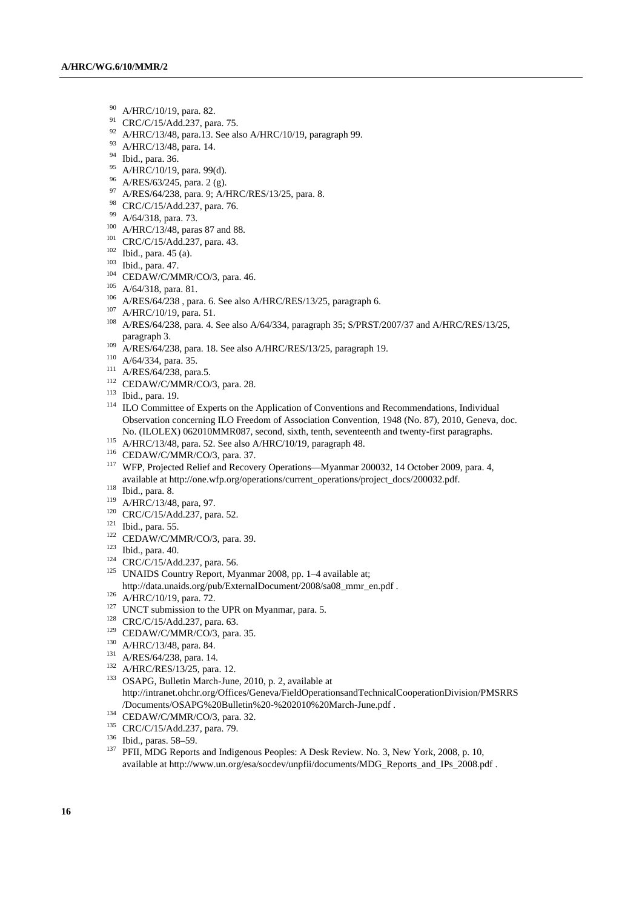[90] A/HRC/10/19, para. 82.
[91] CRC/C/15/Add.237, para. 75.
[92] A/HRC/13/48, para.13. See also A/HRC/10/19, paragraph 99.
[93] A/HRC/13/48, para. 14.
[94] Ibid., para. 36.
[95] A/HRC/10/19, para. 99(d).
[96] A/RES/63/245, para. 2 (g).
[97] A/RES/64/238, para. 9; A/HRC/RES/13/25, para. 8.
[98] CRC/C/15/Add.237, para. 76.
[99] A/64/318, para. 73.
[100] A/HRC/13/48, paras 87 and 88.
[101] CRC/C/15/Add.237, para. 43.
[102] Ibid., para. 45 (a).
[103] Ibid., para. 47.
[104] CEDAW/C/MMR/CO/3, para. 46.
[105] A/64/318, para. 81.
[106] A/RES/64/238 , para. 6. See also A/HRC/RES/13/25, paragraph 6.
[107] A/HRC/10/19, para. 51.
[108] A/RES/64/238, para. 4. See also A/64/334, paragraph 35; S/PRST/2007/37 and A/HRC/RES/13/25, paragraph 3.
[109] A/RES/64/238, para. 18. See also A/HRC/RES/13/25, paragraph 19.
[110] A/64/334, para. 35.
[111] A/RES/64/238, para.5.
[112] CEDAW/C/MMR/CO/3, para. 28.
[113] Ibid., para. 19.
[114] ILO Committee of Experts on the Application of Conventions and Recommendations, Individual Observation concerning ILO Freedom of Association Convention, 1948 (No. 87), 2010, Geneva, doc. No. (ILOLEX) 062010MMR087, second, sixth, tenth, seventeenth and twenty-first paragraphs.
[115] A/HRC/13/48, para. 52. See also A/HRC/10/19, paragraph 48.
[116] CEDAW/C/MMR/CO/3, para. 37.
[117] WFP, Projected Relief and Recovery Operations—Myanmar 200032, 14 October 2009, para. 4, available at http://one.wfp.org/operations/current_operations/project_docs/200032.pdf.
[118] Ibid., para. 8.
[119] A/HRC/13/48, para, 97.
[120] CRC/C/15/Add.237, para. 52.
[121] Ibid., para. 55.
[122] CEDAW/C/MMR/CO/3, para. 39.
[123] Ibid., para. 40.
[124] CRC/C/15/Add.237, para. 56.
[125] UNAIDS Country Report, Myanmar 2008, pp. 1–4 available at; http://data.unaids.org/pub/ExternalDocument/2008/sa08_mmr_en.pdf .
[126] A/HRC/10/19, para. 72.
[127] UNCT submission to the UPR on Myanmar, para. 5.
[128] CRC/C/15/Add.237, para. 63.
[129] CEDAW/C/MMR/CO/3, para. 35.
[130] A/HRC/13/48, para. 84.
[131] A/RES/64/238, para. 14.
[132] A/HRC/RES/13/25, para. 12.
[133] OSAPG, Bulletin March-June, 2010, p. 2, available at http://intranet.ohchr.org/Offices/Geneva/FieldOperationsandTechnicalCooperationDivision/PMSRRS/Documents/OSAPG%20Bulletin%20-%202010%20March-June.pdf .
[134] CEDAW/C/MMR/CO/3, para. 32.
[135] CRC/C/15/Add.237, para. 79.
[136] Ibid., paras. 58–59.
[137] PFII, MDG Reports and Indigenous Peoples: A Desk Review. No. 3, New York, 2008, p. 10, available at http://www.un.org/esa/socdev/unpfii/documents/MDG_Reports_and_IPs_2008.pdf .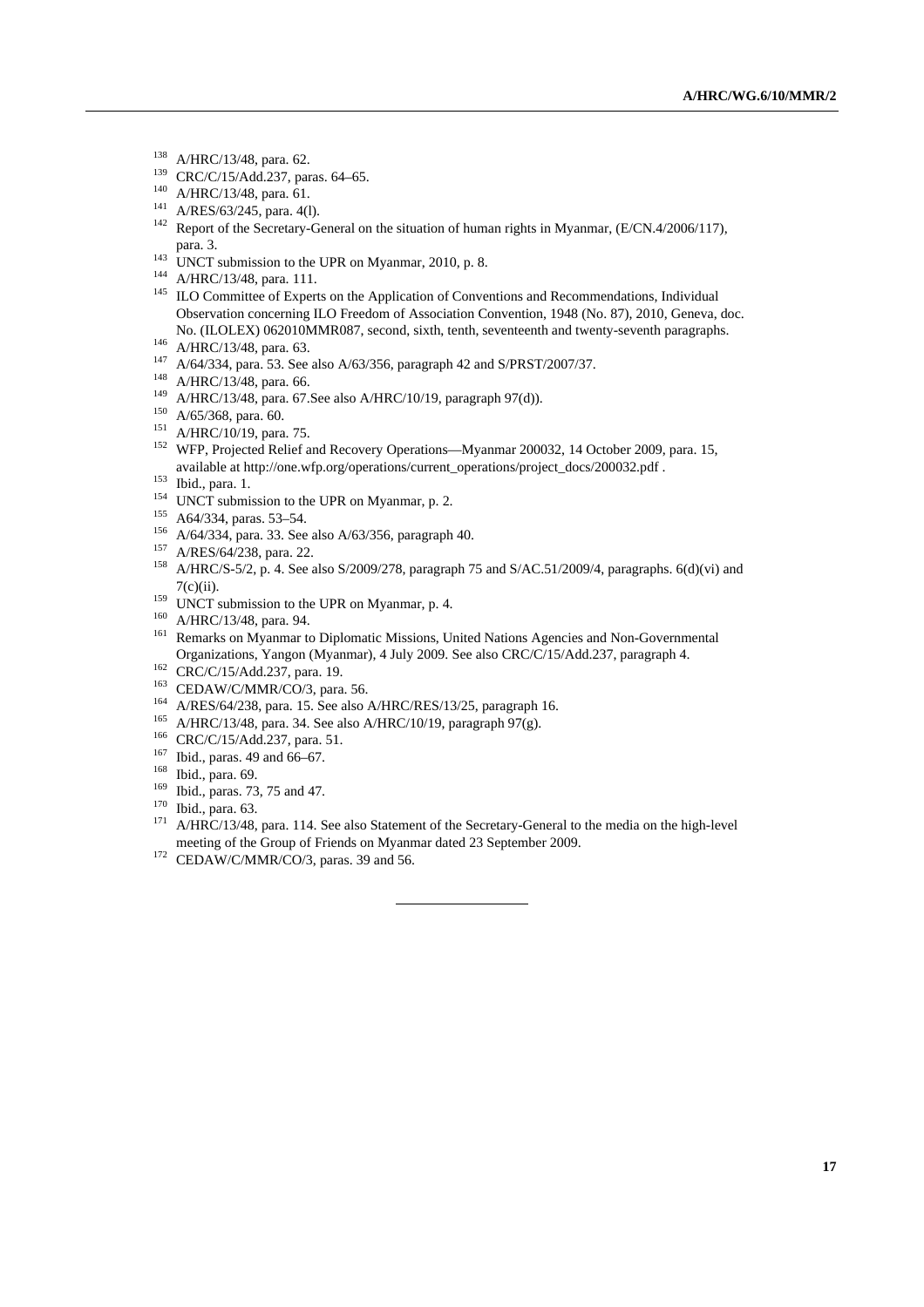[138] A/HRC/13/48, para. 62.

[139] CRC/C/15/Add.237, paras. 64–65.

[140] A/HRC/13/48, para. 61.

[141] A/RES/63/245, para. 4(l).

[142] Report of the Secretary-General on the situation of human rights in Myanmar, (E/CN.4/2006/117), para. 3.

[143] UNCT submission to the UPR on Myanmar, 2010, p. 8.

[144] A/HRC/13/48, para. 111.

[145] ILO Committee of Experts on the Application of Conventions and Recommendations, Individual Observation concerning ILO Freedom of Association Convention, 1948 (No. 87), 2010, Geneva, doc. No. (ILOLEX) 062010MMR087, second, sixth, tenth, seventeenth and twenty-seventh paragraphs.

[146] A/HRC/13/48, para. 63.

[147] A/64/334, para. 53. See also A/63/356, paragraph 42 and S/PRST/2007/37.

[148] A/HRC/13/48, para. 66.

[149] A/HRC/13/48, para. 67.See also A/HRC/10/19, paragraph 97(d)).

[150] A/65/368, para. 60.

[151] A/HRC/10/19, para. 75.

[152] WFP, Projected Relief and Recovery Operations—Myanmar 200032, 14 October 2009, para. 15, available at http://one.wfp.org/operations/current_operations/project_docs/200032.pdf .

[153] Ibid., para. 1.

[154] UNCT submission to the UPR on Myanmar, p. 2.

[155] A64/334, paras. 53–54.

[156] A/64/334, para. 33. See also A/63/356, paragraph 40.

[157] A/RES/64/238, para. 22.

[158] A/HRC/S-5/2, p. 4. See also S/2009/278, paragraph 75 and S/AC.51/2009/4, paragraphs. 6(d)(vi) and 7(c)(ii).

[159] UNCT submission to the UPR on Myanmar, p. 4.

[160] A/HRC/13/48, para. 94.

[161] Remarks on Myanmar to Diplomatic Missions, United Nations Agencies and Non-Governmental Organizations, Yangon (Myanmar), 4 July 2009. See also CRC/C/15/Add.237, paragraph 4.

[162] CRC/C/15/Add.237, para. 19.

[163] CEDAW/C/MMR/CO/3, para. 56.

[164] A/RES/64/238, para. 15. See also A/HRC/RES/13/25, paragraph 16.

[165] A/HRC/13/48, para. 34. See also A/HRC/10/19, paragraph 97(g).

[166] CRC/C/15/Add.237, para. 51.

[167] Ibid., paras. 49 and 66–67.

[168] Ibid., para. 69.

[169] Ibid., paras. 73, 75 and 47.

[170] Ibid., para. 63.

[171] A/HRC/13/48, para. 114. See also Statement of the Secretary-General to the media on the high-level meeting of the Group of Friends on Myanmar dated 23 September 2009.

[172] CEDAW/C/MMR/CO/3, paras. 39 and 56.